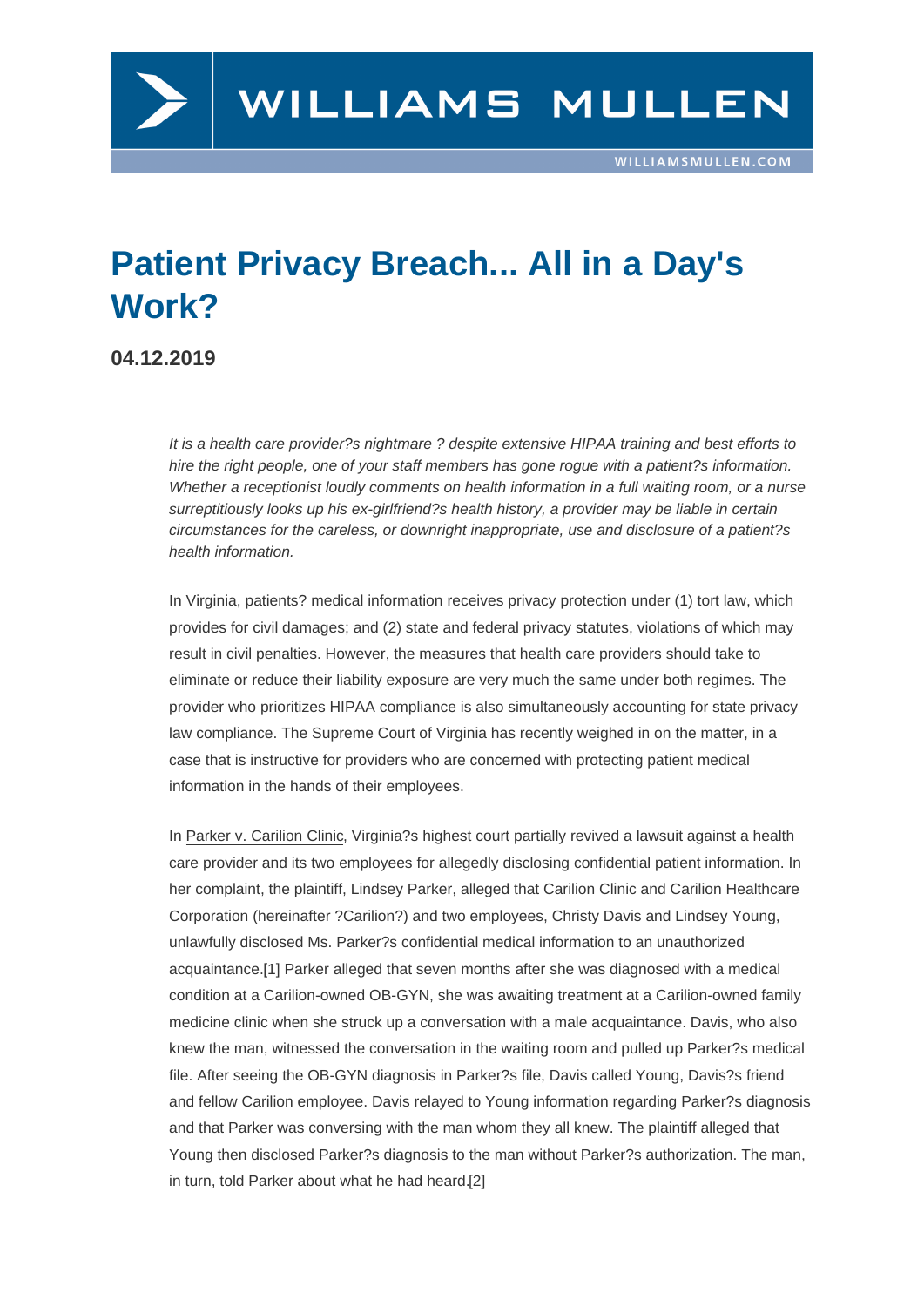# Patient Privacy Breach... All in a Day's Work?

**04.12.2019**

*It is a health care provider?s nightmare ? despite extensive HIPAA training and best efforts to hire the right people, one of your staff members has gone rogue with a patient?s information. Whether a receptionist loudly comments on health information in a full waiting room, or a nurse surreptitiously looks up his ex-girlfriend?s health history, a provider may be liable in certain circumstances for the careless, or downright inappropriate, use and disclosure of a patient?s health information.*

In Virginia, patients? medical information receives privacy protection under (1) tort law, which provides for civil damages; and (2) state and federal privacy statutes, violations of which may result in civil penalties. However, the measures that health care providers should take to eliminate or reduce their liability exposure are very much the same under both regimes. The provider who prioritizes HIPAA compliance is also simultaneously accounting for state privacy law compliance. The Supreme Court of Virginia has recently weighed in on the matter, in a case that is instructive for providers who are concerned with protecting patient medical information in the hands of their employees.

In Parker v. Carilion Clinic, Virginia?s highest court partially revived a lawsuit against a health care provider and its two employees for allegedly disclosing confidential patient information. In her complaint, the plaintiff, Lindsey Parker, alleged that Carilion Clinic and Carilion Healthcare Corporation (hereinafter ?Carilion?) and two employees, Christy Davis and Lindsey Young, unlawfully disclosed Ms. Parker?s confidential medical information to an unauthorized acquaintance.[1] Parker alleged that seven months after she was diagnosed with a medical condition at a Carilion-owned OB-GYN, she was awaiting treatment at a Carilion-owned family medicine clinic when she struck up a conversation with a male acquaintance. Davis, who also knew the man, witnessed the conversation in the waiting room and pulled up Parker?s medical file. After seeing the OB-GYN diagnosis in Parker?s file, Davis called Young, Davis?s friend and fellow Carilion employee. Davis relayed to Young information regarding Parker?s diagnosis and that Parker was conversing with the man whom they all knew. The plaintiff alleged that Young then disclosed Parker?s diagnosis to the man without Parker?s authorization. The man, in turn, told Parker about what he had heard.[2]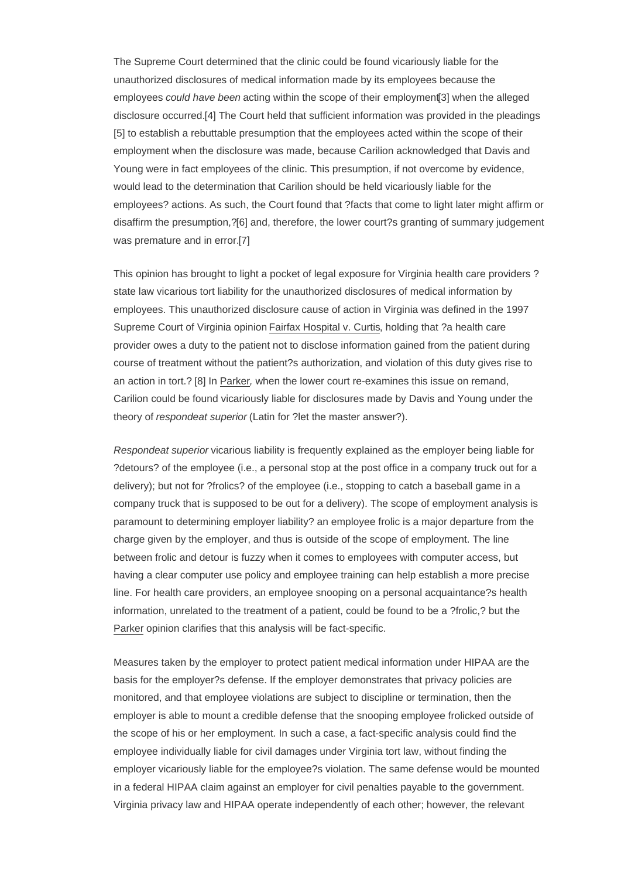The Supreme Court determined that the clinic could be found vicariously liable for the unauthorized disclosures of medical information made by its employees because the employees *could have been* acting within the scope of their employment[3] when the alleged disclosure occurred.[4] The Court held that sufficient information was provided in the pleadings [5] to establish a rebuttable presumption that the employees acted within the scope of their employment when the disclosure was made, because Carilion acknowledged that Davis and Young were in fact employees of the clinic. This presumption, if not overcome by evidence, would lead to the determination that Carilion should be held vicariously liable for the employees? actions. As such, the Court found that ?facts that come to light later might affirm or disaffirm the presumption,?[6] and, therefore, the lower court?s granting of summary judgement was premature and in error.[7]

This opinion has brought to light a pocket of legal exposure for Virginia health care providers ? state law vicarious tort liability for the unauthorized disclosures of medical information by employees. This unauthorized disclosure cause of action in Virginia was defined in the 1997 Supreme Court of Virginia opinion Fairfax Hospital v. Curtis, holding that ?a health care provider owes a duty to the patient not to disclose information gained from the patient during course of treatment without the patient?s authorization, and violation of this duty gives rise to an action in tort.? [8] In *Parker*, when the lower court re-examines this issue on remand, Carilion could be found vicariously liable for disclosures made by Davis and Young under the theory of *respondeat superior* (Latin for ?let the master answer?).

*Respondeat superior* vicarious liability is frequently explained as the employer being liable for ?detours? of the employee (i.e., a personal stop at the post office in a company truck out for a delivery); but not for ?frolics? of the employee (i.e., stopping to catch a baseball game in a company truck that is supposed to be out for a delivery). The scope of employment analysis is paramount to determining employer liability? an employee frolic is a major departure from the charge given by the employer, and thus is outside of the scope of employment. The line between frolic and detour is fuzzy when it comes to employees with computer access, but having a clear computer use policy and employee training can help establish a more precise line. For health care providers, an employee snooping on a personal acquaintance?s health information, unrelated to the treatment of a patient, could be found to be a ?frolic,? but the Parker opinion clarifies that this analysis will be fact-specific.

Measures taken by the employer to protect patient medical information under HIPAA are the basis for the employer?s defense. If the employer demonstrates that privacy policies are monitored, and that employee violations are subject to discipline or termination, then the employer is able to mount a credible defense that the snooping employee frolicked outside of the scope of his or her employment. In such a case, a fact-specific analysis could find the employee individually liable for civil damages under Virginia tort law, without finding the employer vicariously liable for the employee?s violation. The same defense would be mounted in a federal HIPAA claim against an employer for civil penalties payable to the government. Virginia privacy law and HIPAA operate independently of each other; however, the relevant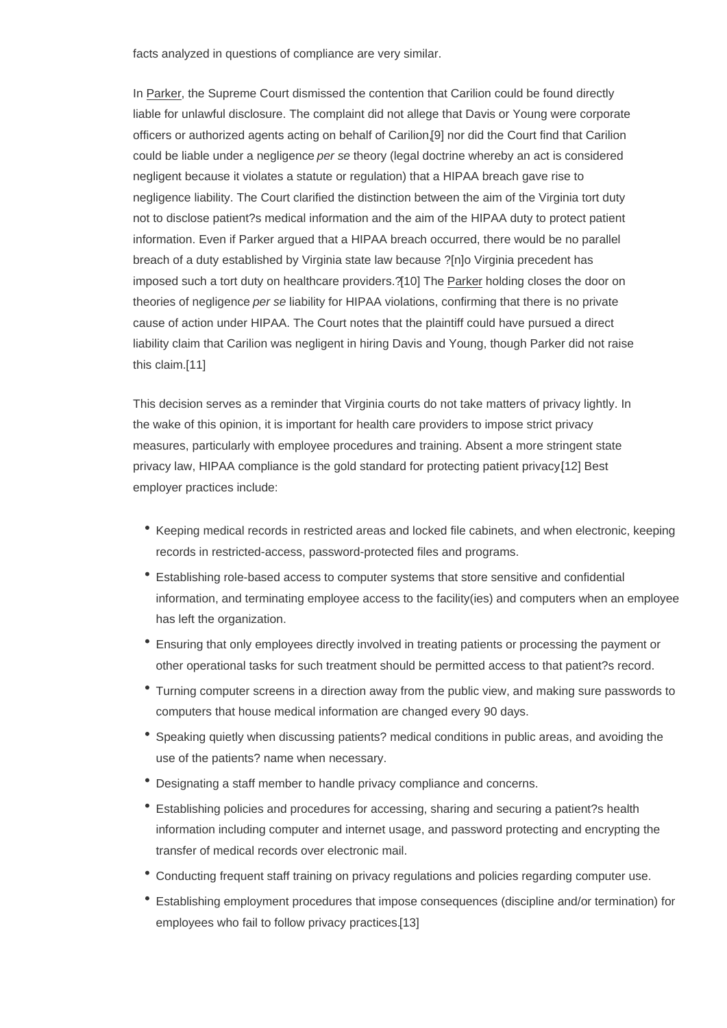facts analyzed in questions of compliance are very similar.

In Parker, the Supreme Court dismissed the contention that Carilion could be found directly liable for unlawful disclosure. The complaint did not allege that Davis or Young were corporate officers or authorized agents acting on behalf of Carilion,[9] nor did the Court find that Carilion could be liable under a negligence *per se* theory (legal doctrine whereby an act is considered negligent because it violates a statute or regulation) that a HIPAA breach gave rise to negligence liability. The Court clarified the distinction between the aim of the Virginia tort duty not to disclose patient?s medical information and the aim of the HIPAA duty to protect patient information. Even if Parker argued that a HIPAA breach occurred, there would be no parallel breach of a duty established by Virginia state law because ?[n]o Virginia precedent has imposed such a tort duty on healthcare providers.?[10] The Parker holding closes the door on theories of negligence *per se* liability for HIPAA violations, confirming that there is no private cause of action under HIPAA. The Court notes that the plaintiff could have pursued a direct liability claim that Carilion was negligent in hiring Davis and Young, though Parker did not raise this claim.[11]

This decision serves as a reminder that Virginia courts do not take matters of privacy lightly. In the wake of this opinion, it is important for health care providers to impose strict privacy measures, particularly with employee procedures and training. Absent a more stringent state privacy law, HIPAA compliance is the gold standard for protecting patient privacy.[12] Best employer practices include:

- Keeping medical records in restricted areas and locked file cabinets, and when electronic, keeping records in restricted-access, password-protected files and programs.
- Establishing role-based access to computer systems that store sensitive and confidential information, and terminating employee access to the facility(ies) and computers when an employee has left the organization.
- Ensuring that only employees directly involved in treating patients or processing the payment or other operational tasks for such treatment should be permitted access to that patient?s record.
- Turning computer screens in a direction away from the public view, and making sure passwords to computers that house medical information are changed every 90 days.
- Speaking quietly when discussing patients? medical conditions in public areas, and avoiding the use of the patients? name when necessary.
- Designating a staff member to handle privacy compliance and concerns.
- Establishing policies and procedures for accessing, sharing and securing a patient?s health information including computer and internet usage, and password protecting and encrypting the transfer of medical records over electronic mail.
- Conducting frequent staff training on privacy regulations and policies regarding computer use.
- Establishing employment procedures that impose consequences (discipline and/or termination) for employees who fail to follow privacy practices.[13]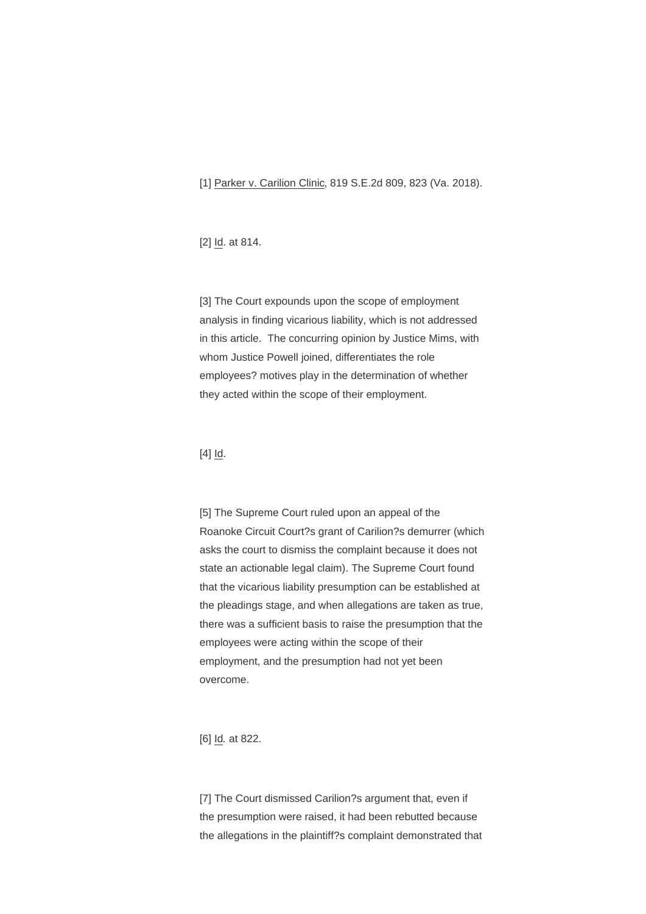[1] Parker v. Carilion Clinic, 819 S.E.2d 809, 823 (Va. 2018).

[2] Id. at 814.

[3] The Court expounds upon the scope of employment analysis in finding vicarious liability, which is not addressed in this article. The concurring opinion by Justice Mims, with whom Justice Powell joined, differentiates the role employees? motives play in the determination of whether they acted within the scope of their employment.

[4] Id.

[5] The Supreme Court ruled upon an appeal of the Roanoke Circuit Court?s grant of Carilion?s demurrer (which asks the court to dismiss the complaint because it does not state an actionable legal claim). The Supreme Court found that the vicarious liability presumption can be established at the pleadings stage, and when allegations are taken as true, there was a sufficient basis to raise the presumption that the employees were acting within the scope of their employment, and the presumption had not yet been overcome.

[6] *Id.* at 822.

[7] The Court dismissed Carilion?s argument that, even if the presumption were raised, it had been rebutted because the allegations in the plaintiff?s complaint demonstrated that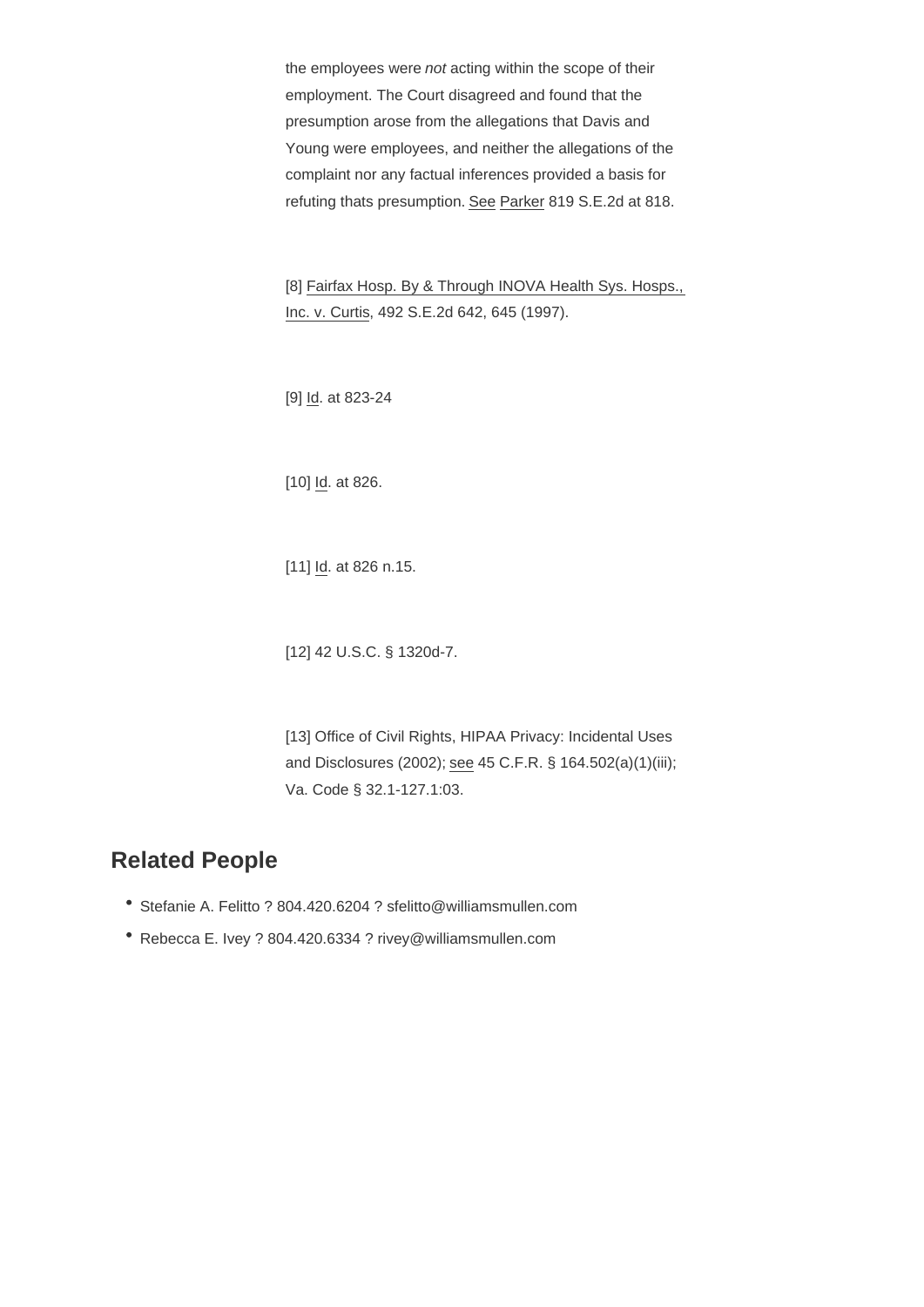the employees were *not* acting within the scope of their employment. The Court disagreed and found that the presumption arose from the allegations that Davis and Young were employees, and neither the allegations of the complaint nor any factual inferences provided a basis for refuting thats presumption. See Parker 819 S.E.2d at 818.

[8] Fairfax Hosp. By & Through INOVA Health Sys. Hosps., Inc. v. Curtis, 492 S.E.2d 642, 645 (1997).

[9] Id. at 823-24

[10] Id. at 826.

[11] Id. at 826 n.15.

[12] 42 U.S.C. § 1320d-7.

[13] Office of Civil Rights, HIPAA Privacy: Incidental Uses and Disclosures (2002); see 45 C.F.R. § 164.502(a)(1)(iii); Va. Code § 32.1-127.1:03.

## Related People

- Stefanie A. Felitto ? 804.420.6204 ? sfelitto@williamsmullen.com
- Rebecca E. Ivey ? 804.420.6334 ? rivey@williamsmullen.com